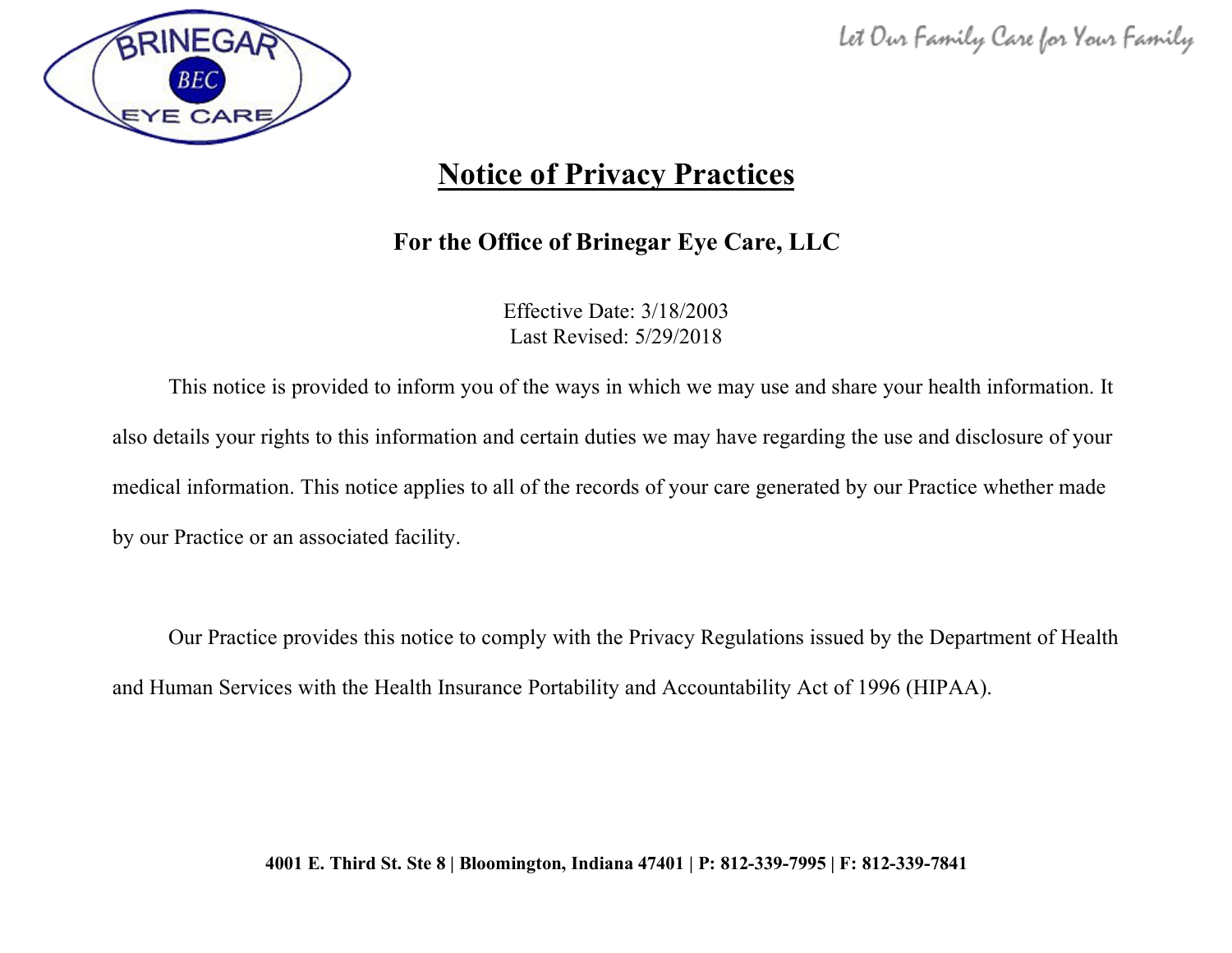# Notice of Privacy Practices

## For the Office of Brinegar Eye Care, LLC

Effective Date: 3/18/2003
Last Revised: 5/29/2018

This notice is provided to inform you of the ways in which we may use and share your health information. It also details your rights to this information and certain duties we may have regarding the use and disclosure of your medical information. This notice applies to all of the records of your care generated by our Practice whether made by our Practice or an associated facility.

Our Practice provides this notice to comply with the Privacy Regulations issued by the Department of Health and Human Services with the Health Insurance Portability and Accountability Act of 1996 (HIPAA).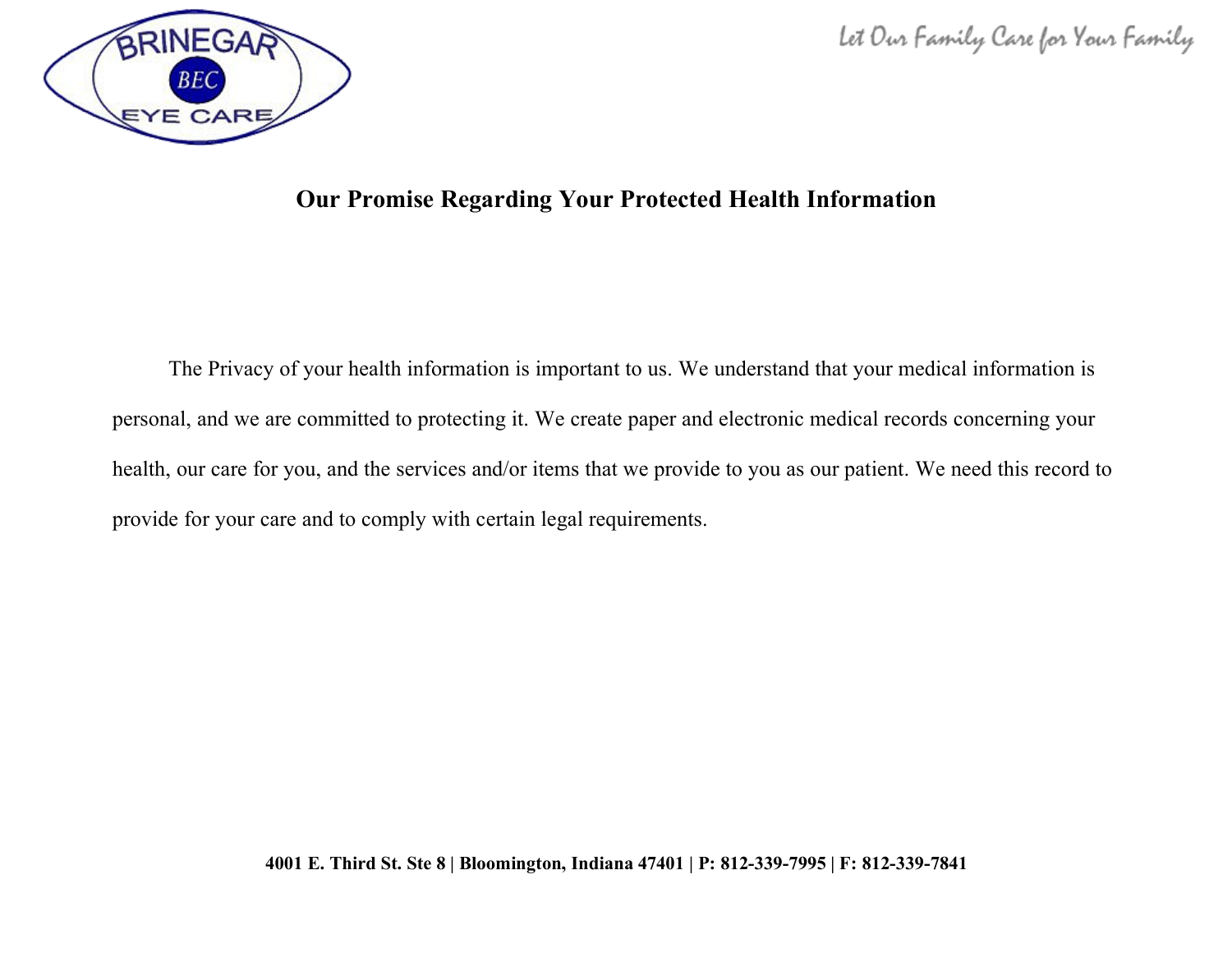## Our Promise Regarding Your Protected Health Information

The Privacy of your health information is important to us. We understand that your medical information is personal, and we are committed to protecting it. We create paper and electronic medical records concerning your health, our care for you, and the services and/or items that we provide to you as our patient. We need this record to provide for your care and to comply with certain legal requirements.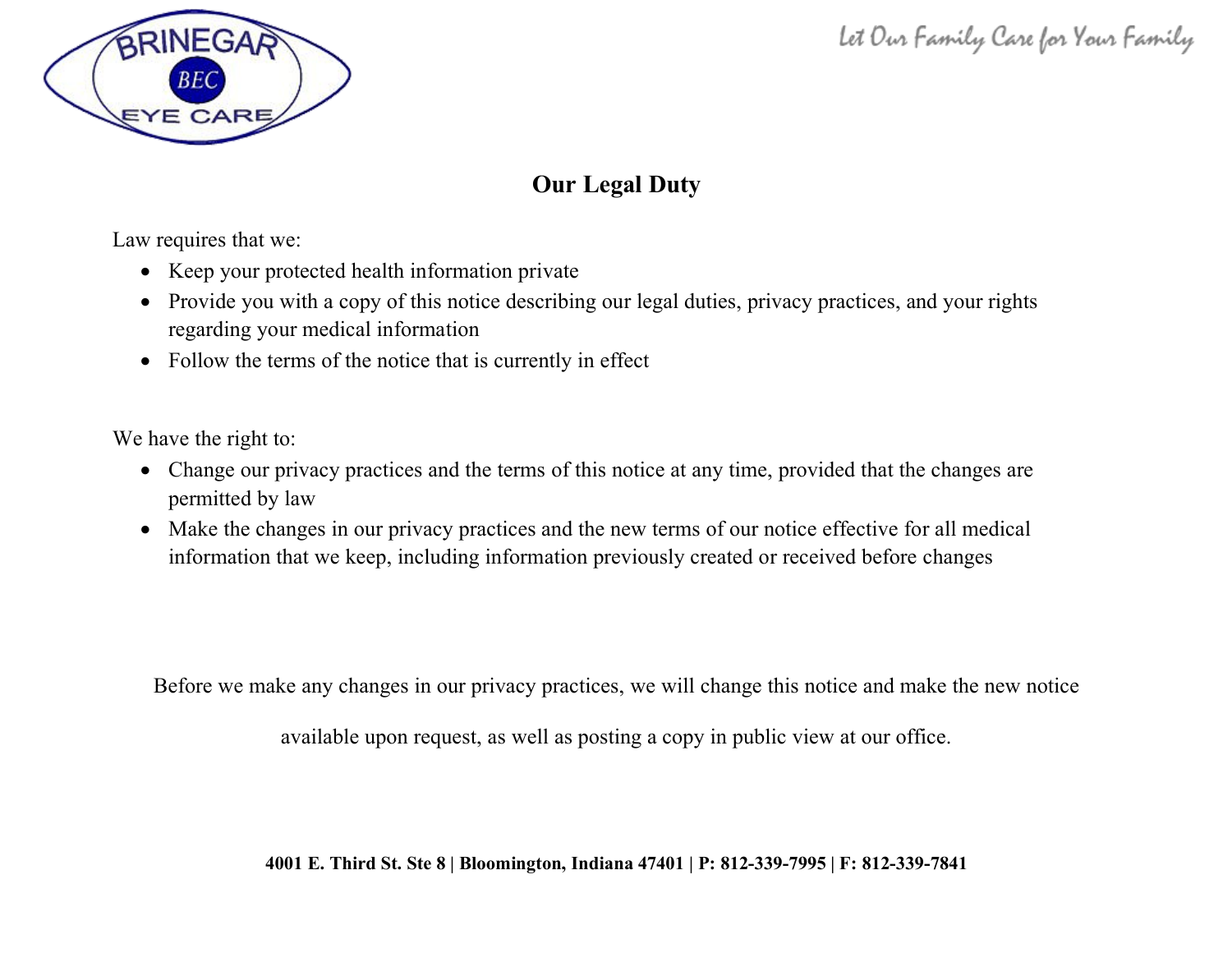## Our Legal Duty

Law requires that we:

- Keep your protected health information private
- Provide you with a copy of this notice describing our legal duties, privacy practices, and your rights regarding your medical information
- Follow the terms of the notice that is currently in effect

We have the right to:

- Change our privacy practices and the terms of this notice at any time, provided that the changes are permitted by law
- Make the changes in our privacy practices and the new terms of our notice effective for all medical information that we keep, including information previously created or received before changes

Before we make any changes in our privacy practices, we will change this notice and make the new notice available upon request, as well as posting a copy in public view at our office.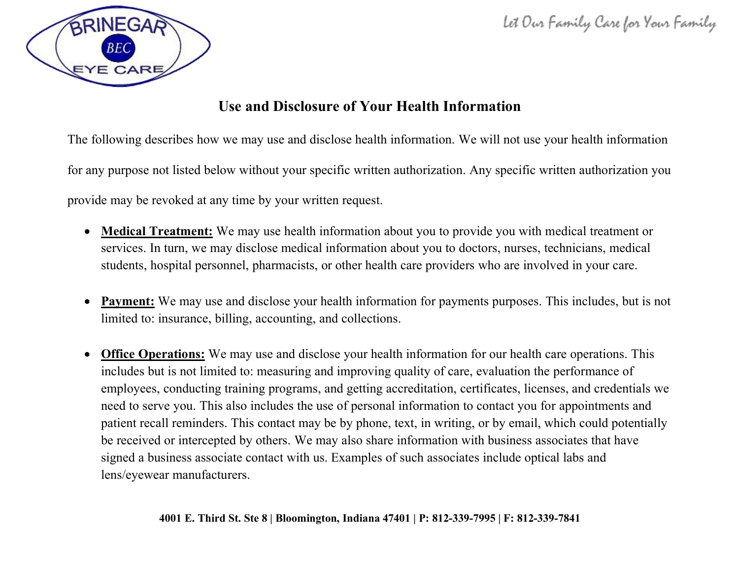# Use and Disclosure of Your Health Information

The following describes how we may use and disclose health information. We will not use your health information for any purpose not listed below without your specific written authorization. Any specific written authorization you provide may be revoked at any time by your written request.

- **Medical Treatment:** We may use health information about you to provide you with medical treatment or services. In turn, we may disclose medical information about you to doctors, nurses, technicians, medical students, hospital personnel, pharmacists, or other health care providers who are involved in your care.

- **Payment:** We may use and disclose your health information for payments purposes. This includes, but is not limited to: insurance, billing, accounting, and collections.

- **Office Operations:** We may use and disclose your health information for our health care operations. This includes but is not limited to: measuring and improving quality of care, evaluation the performance of employees, conducting training programs, and getting accreditation, certificates, licenses, and credentials we need to serve you. This also includes the use of personal information to contact you for appointments and patient recall reminders. This contact may be by phone, text, in writing, or by email, which could potentially be received or intercepted by others. We may also share information with business associates that have signed a business associate contact with us. Examples of such associates include optical labs and lens/eyewear manufacturers.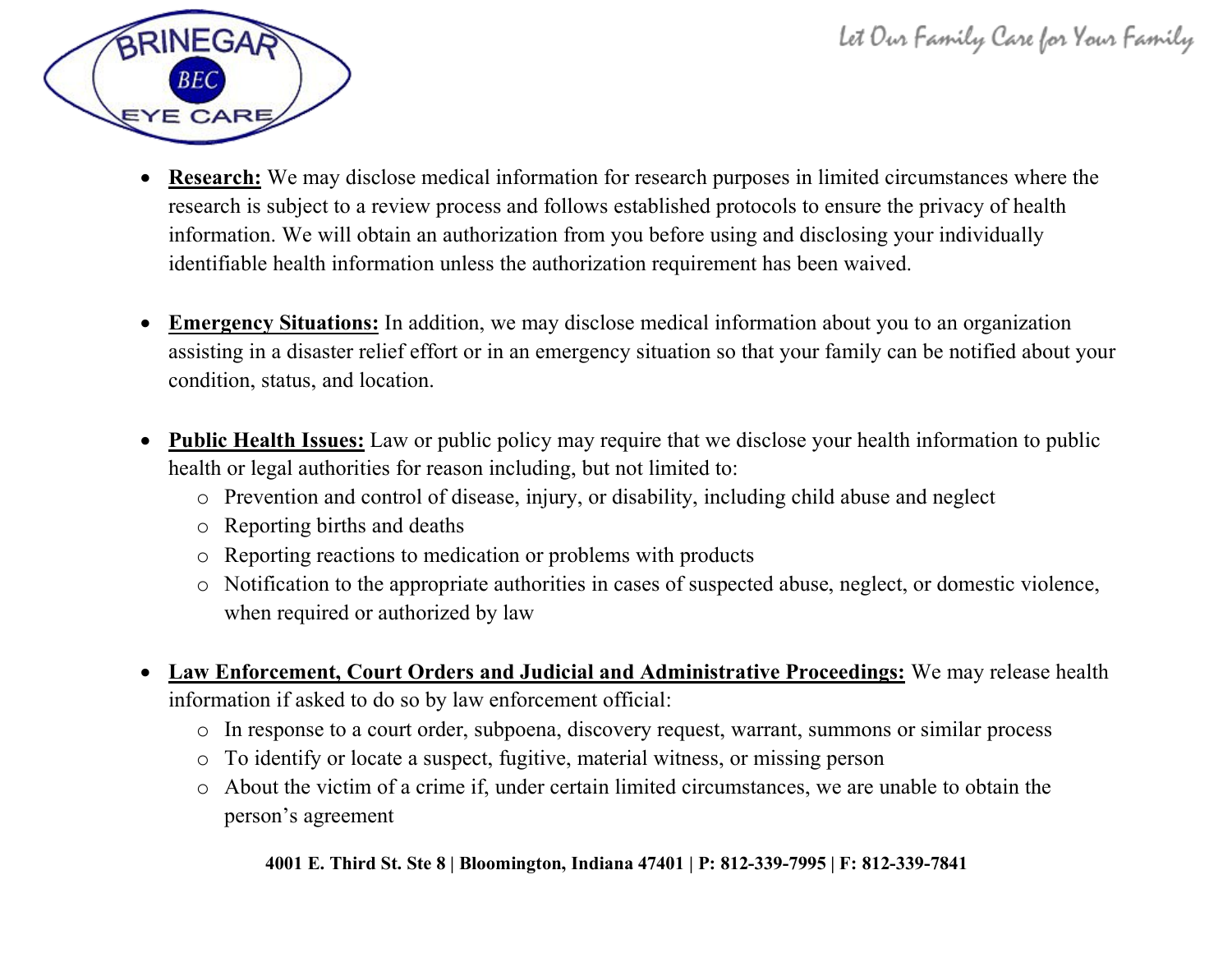- **Research:** We may disclose medical information for research purposes in limited circumstances where the research is subject to a review process and follows established protocols to ensure the privacy of health information. We will obtain an authorization from you before using and disclosing your individually identifiable health information unless the authorization requirement has been waived.

- **Emergency Situations:** In addition, we may disclose medical information about you to an organization assisting in a disaster relief effort or in an emergency situation so that your family can be notified about your condition, status, and location.

- **Public Health Issues:** Law or public policy may require that we disclose your health information to public health or legal authorities for reason including, but not limited to:
  - Prevention and control of disease, injury, or disability, including child abuse and neglect
  - Reporting births and deaths
  - Reporting reactions to medication or problems with products
  - Notification to the appropriate authorities in cases of suspected abuse, neglect, or domestic violence, when required or authorized by law

- **Law Enforcement, Court Orders and Judicial and Administrative Proceedings:** We may release health information if asked to do so by law enforcement official:
  - In response to a court order, subpoena, discovery request, warrant, summons or similar process
  - To identify or locate a suspect, fugitive, material witness, or missing person
  - About the victim of a crime if, under certain limited circumstances, we are unable to obtain the person's agreement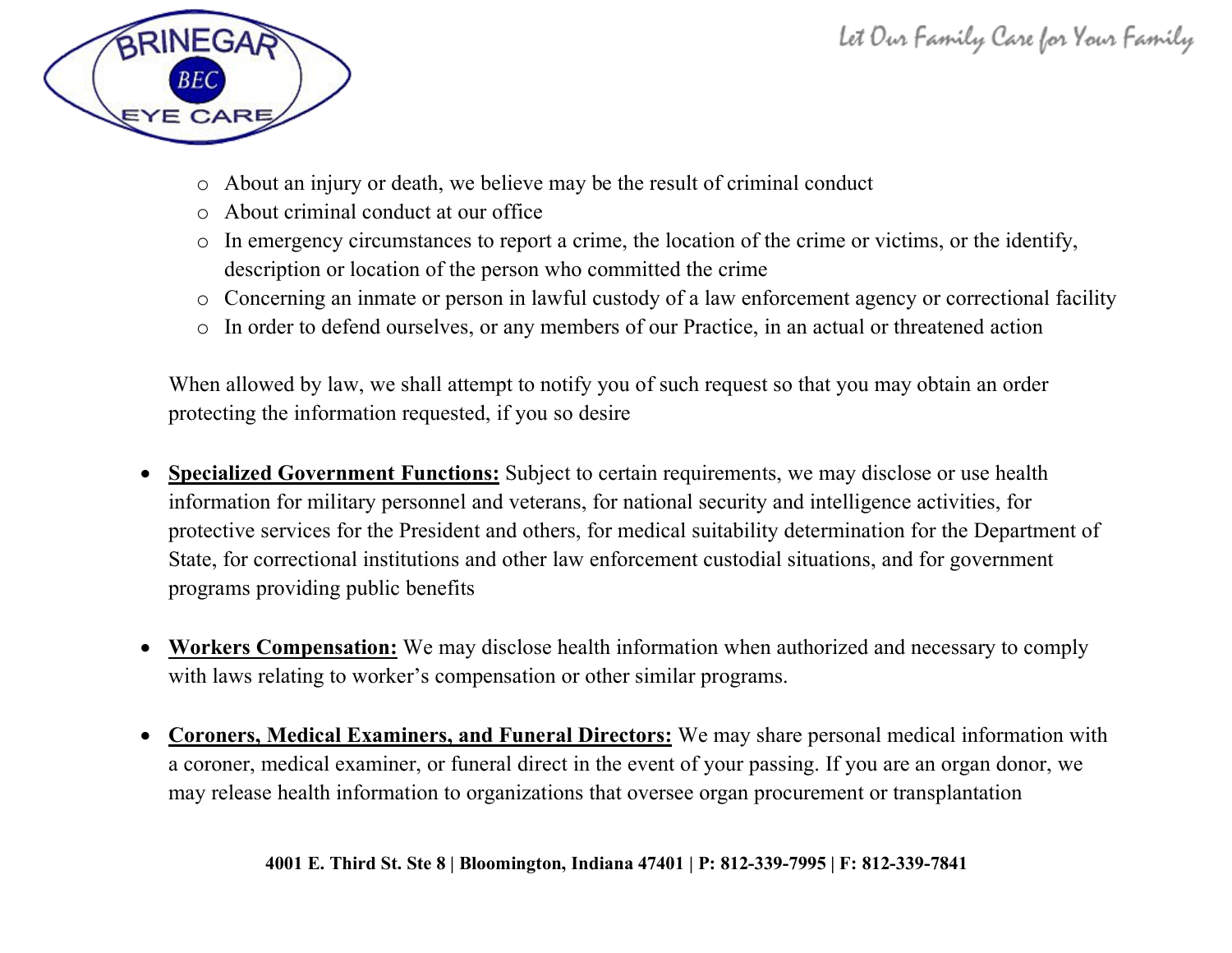- About an injury or death, we believe may be the result of criminal conduct
  - About criminal conduct at our office
  - In emergency circumstances to report a crime, the location of the crime or victims, or the identify, description or location of the person who committed the crime
  - Concerning an inmate or person in lawful custody of a law enforcement agency or correctional facility
  - In order to defend ourselves, or any members of our Practice, in an actual or threatened action

  When allowed by law, we shall attempt to notify you of such request so that you may obtain an order protecting the information requested, if you so desire

- **Specialized Government Functions:** Subject to certain requirements, we may disclose or use health information for military personnel and veterans, for national security and intelligence activities, for protective services for the President and others, for medical suitability determination for the Department of State, for correctional institutions and other law enforcement custodial situations, and for government programs providing public benefits

- **Workers Compensation:** We may disclose health information when authorized and necessary to comply with laws relating to worker's compensation or other similar programs.

- **Coroners, Medical Examiners, and Funeral Directors:** We may share personal medical information with a coroner, medical examiner, or funeral direct in the event of your passing. If you are an organ donor, we may release health information to organizations that oversee organ procurement or transplantation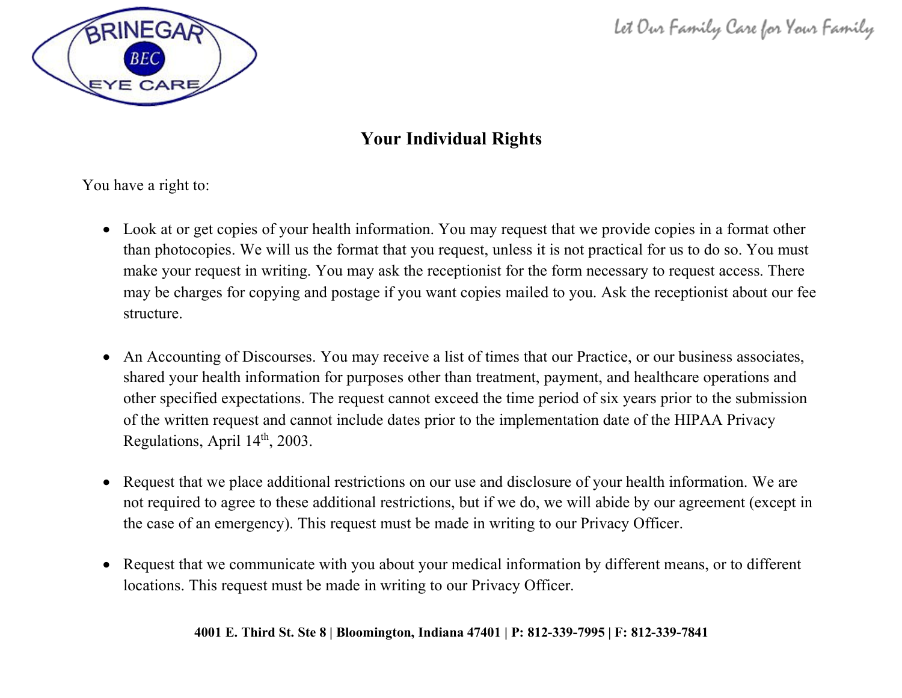# Your Individual Rights

You have a right to:

- Look at or get copies of your health information. You may request that we provide copies in a format other than photocopies. We will us the format that you request, unless it is not practical for us to do so. You must make your request in writing. You may ask the receptionist for the form necessary to request access. There may be charges for copying and postage if you want copies mailed to you. Ask the receptionist about our fee structure.

- An Accounting of Discourses. You may receive a list of times that our Practice, or our business associates, shared your health information for purposes other than treatment, payment, and healthcare operations and other specified expectations. The request cannot exceed the time period of six years prior to the submission of the written request and cannot include dates prior to the implementation date of the HIPAA Privacy Regulations, April 14th, 2003.

- Request that we place additional restrictions on our use and disclosure of your health information. We are not required to agree to these additional restrictions, but if we do, we will abide by our agreement (except in the case of an emergency). This request must be made in writing to our Privacy Officer.

- Request that we communicate with you about your medical information by different means, or to different locations. This request must be made in writing to our Privacy Officer.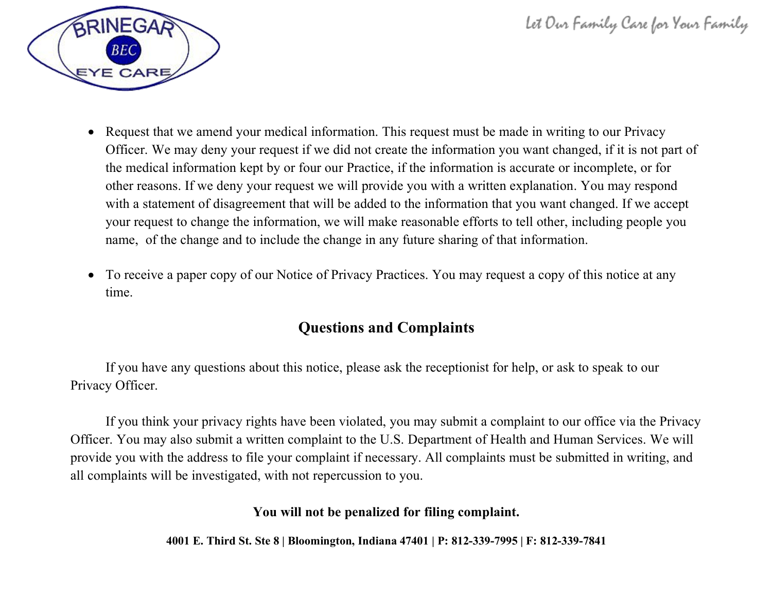- Request that we amend your medical information. This request must be made in writing to our Privacy Officer. We may deny your request if we did not create the information you want changed, if it is not part of the medical information kept by or four our Practice, if the information is accurate or incomplete, or for other reasons. If we deny your request we will provide you with a written explanation. You may respond with a statement of disagreement that will be added to the information that you want changed. If we accept your request to change the information, we will make reasonable efforts to tell other, including people you name, of the change and to include the change in any future sharing of that information.

- To receive a paper copy of our Notice of Privacy Practices. You may request a copy of this notice at any time.

## Questions and Complaints

If you have any questions about this notice, please ask the receptionist for help, or ask to speak to our Privacy Officer.

If you think your privacy rights have been violated, you may submit a complaint to our office via the Privacy Officer. You may also submit a written complaint to the U.S. Department of Health and Human Services. We will provide you with the address to file your complaint if necessary. All complaints must be submitted in writing, and all complaints will be investigated, with not repercussion to you.

**You will not be penalized for filing complaint.**